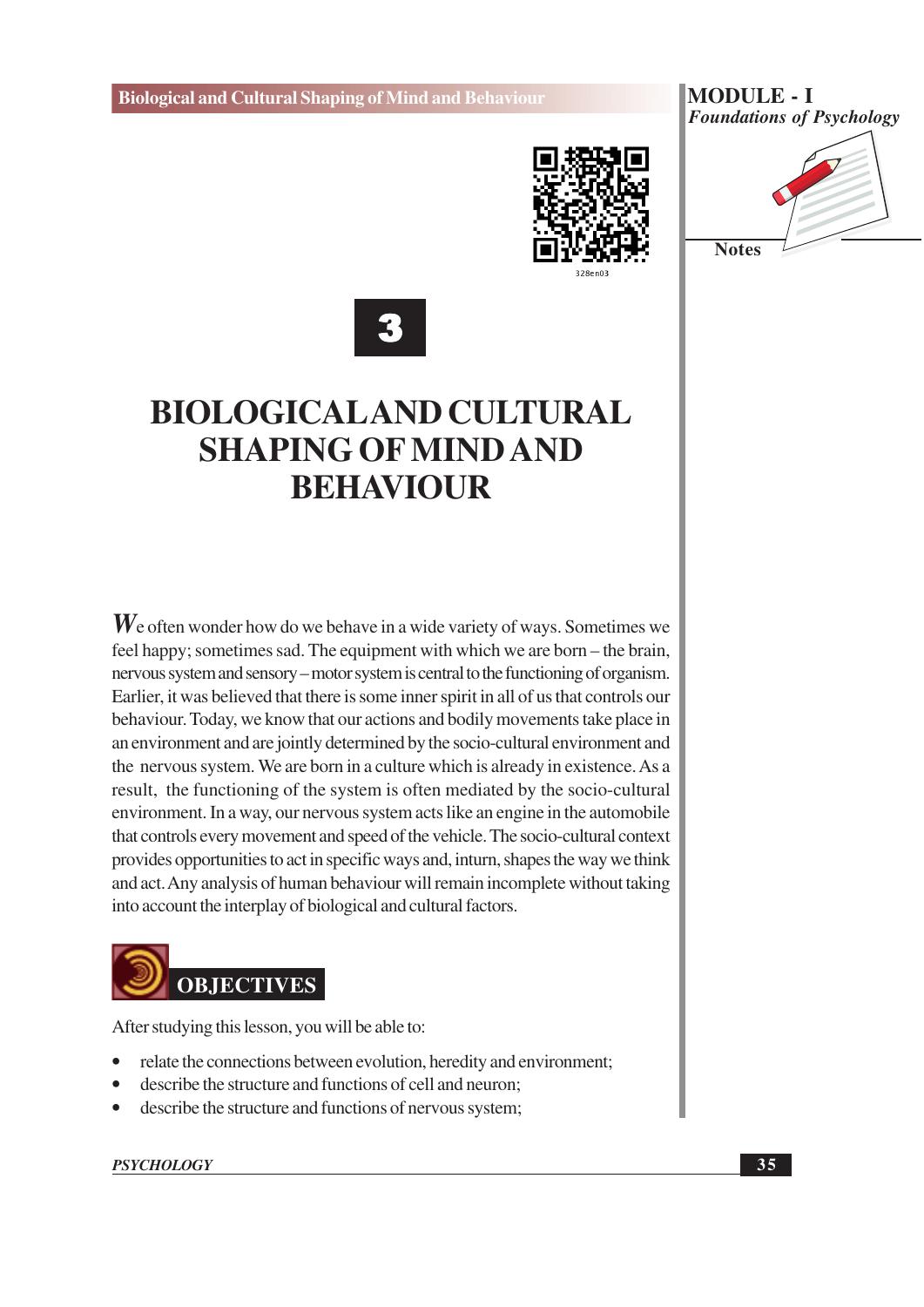# 3

# BIOLOGICAL AND CULTURAL SHAPING OF MIND AND BEHAVIOUR

We often wonder how do we behave in a wide variety of ways. Sometimes we feel happy; sometimes sad. The equipment with which we are born – the brain, nervous system and sensory – motor system is central to the functioning of organism. Earlier, it was believed that there is some inner spirit in all of us that controls our behaviour. Today, we know that our actions and bodily movements take place in an environment and are jointly determined by the socio-cultural environment and the nervous system. We are born in a culture which is already in existence. As a result, the functioning of the system is often mediated by the socio-cultural environment. In a way, our nervous system acts like an engine in the automobile that controls every movement and speed of the vehicle. The socio-cultural context provides opportunities to act in specific ways and, inturn, shapes the way we think and act. Any analysis of human behaviour will remain incomplete without taking into account the interplay of biological and cultural factors.

## OBJECTIVES

After studying this lesson, you will be able to:

- relate the connections between evolution, heredity and environment;
- describe the structure and functions of cell and neuron;
- describe the structure and functions of nervous system;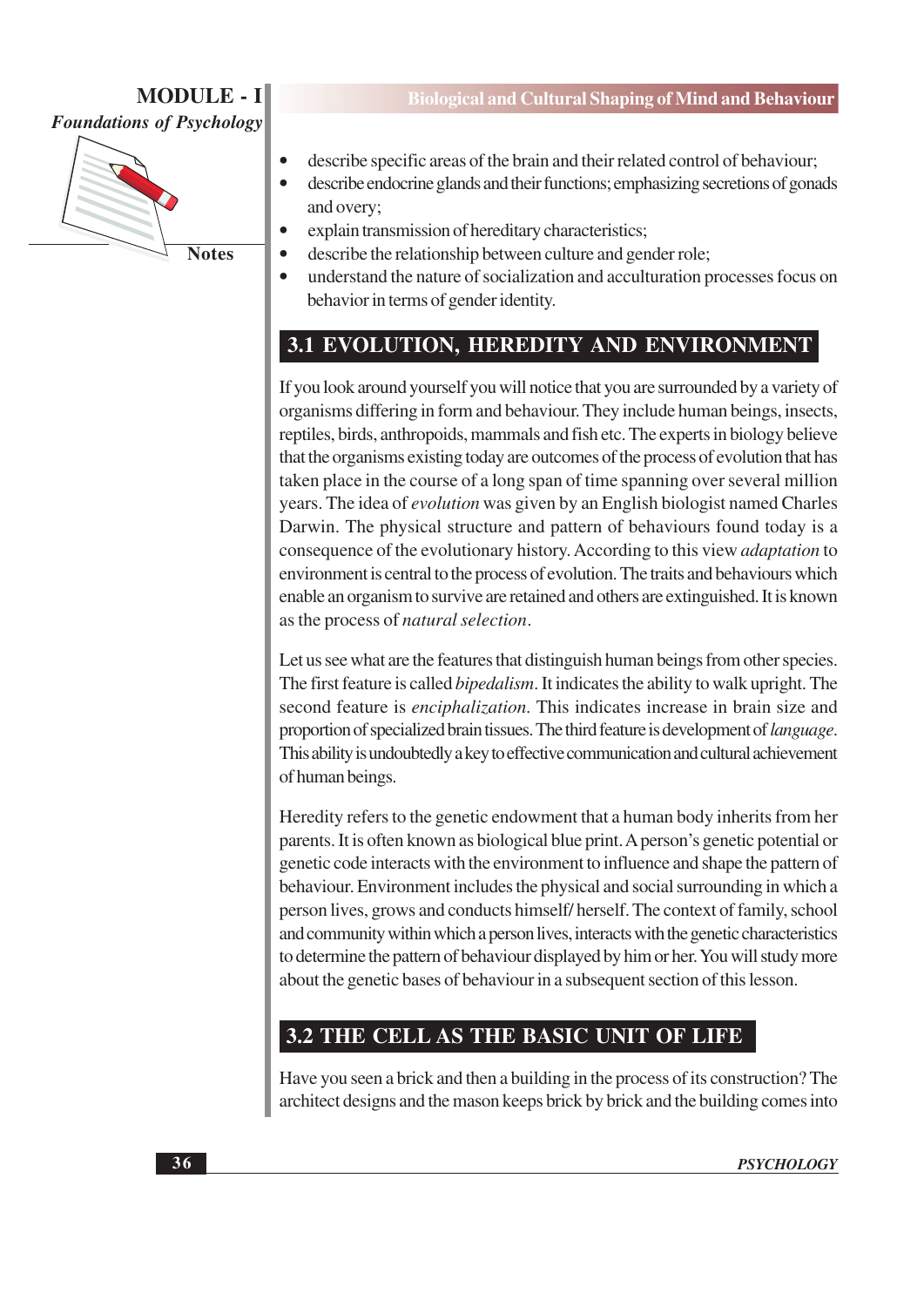- describe specific areas of the brain and their related control of behaviour;
- describe endocrine glands and their functions; emphasizing secretions of gonads and overy;
- explain transmission of hereditary characteristics;
- describe the relationship between culture and gender role;
- understand the nature of socialization and acculturation processes focus on behavior in terms of gender identity.

## 3.1 EVOLUTION, HEREDITY AND ENVIRONMENT

If you look around yourself you will notice that you are surrounded by a variety of organisms differing in form and behaviour. They include human beings, insects, reptiles, birds, anthropoids, mammals and fish etc. The experts in biology believe that the organisms existing today are outcomes of the process of evolution that has taken place in the course of a long span of time spanning over several million years. The idea of *evolution* was given by an English biologist named Charles Darwin. The physical structure and pattern of behaviours found today is a consequence of the evolutionary history. According to this view *adaptation* to environment is central to the process of evolution. The traits and behaviours which enable an organism to survive are retained and others are extinguished. It is known as the process of *natural selection*.

Let us see what are the features that distinguish human beings from other species. The first feature is called *bipedalism*. It indicates the ability to walk upright. The second feature is *enciphalization*. This indicates increase in brain size and proportion of specialized brain tissues. The third feature is development of *language*. This ability is undoubtedly a key to effective communication and cultural achievement of human beings.

Heredity refers to the genetic endowment that a human body inherits from her parents. It is often known as biological blue print. A person's genetic potential or genetic code interacts with the environment to influence and shape the pattern of behaviour. Environment includes the physical and social surrounding in which a person lives, grows and conducts himself/ herself. The context of family, school and community within which a person lives, interacts with the genetic characteristics to determine the pattern of behaviour displayed by him or her. You will study more about the genetic bases of behaviour in a subsequent section of this lesson.

## 3.2 THE CELL AS THE BASIC UNIT OF LIFE

Have you seen a brick and then a building in the process of its construction? The architect designs and the mason keeps brick by brick and the building comes into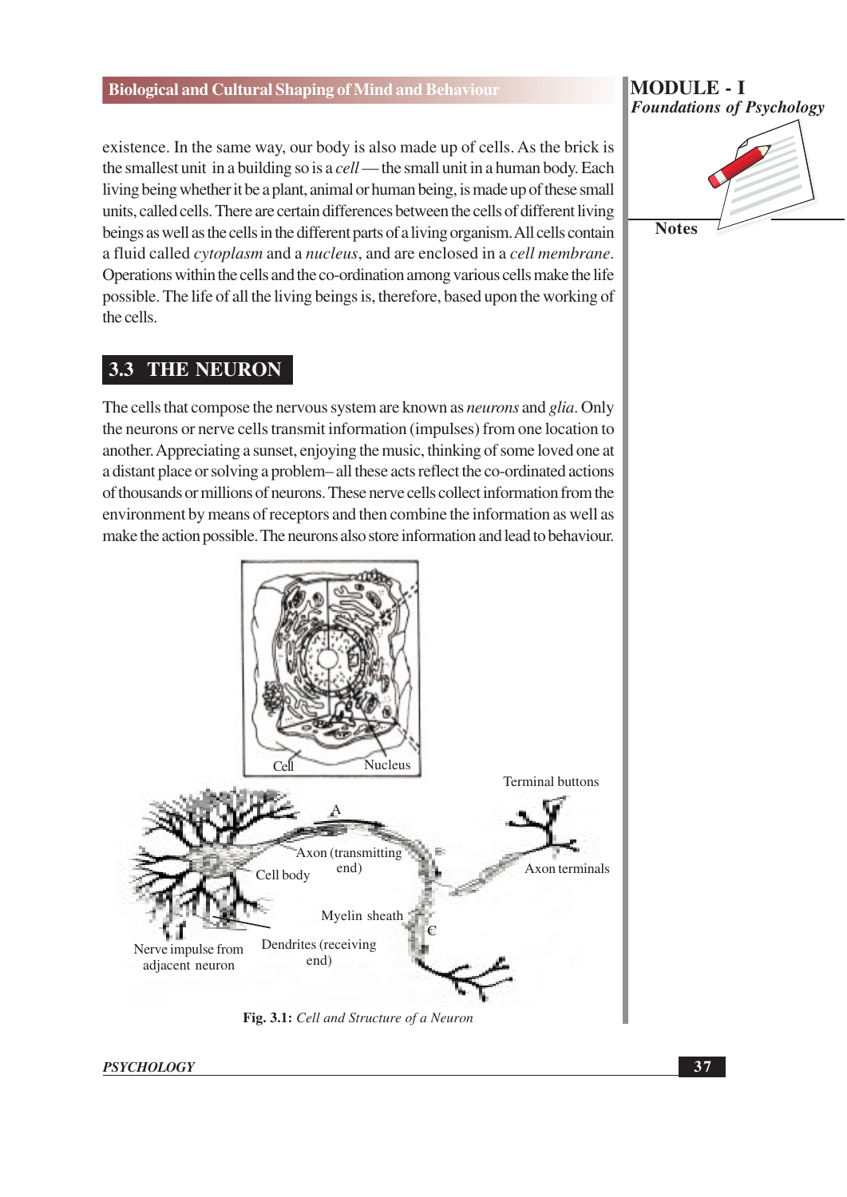existence. In the same way, our body is also made up of cells. As the brick is the smallest unit in a building so is a *cell* — the small unit in a human body. Each living being whether it be a plant, animal or human being, is made up of these small units, called cells. There are certain differences between the cells of different living beings as well as the cells in the different parts of a living organism. All cells contain a fluid called *cytoplasm* and a *nucleus*, and are enclosed in a *cell membrane*. Operations within the cells and the co-ordination among various cells make the life possible. The life of all the living beings is, therefore, based upon the working of the cells.

## 3.3 THE NEURON

The cells that compose the nervous system are known as *neurons* and *glia*. Only the neurons or nerve cells transmit information (impulses) from one location to another. Appreciating a sunset, enjoying the music, thinking of some loved one at a distant place or solving a problem– all these acts reflect the co-ordinated actions of thousands or millions of neurons. These nerve cells collect information from the environment by means of receptors and then combine the information as well as make the action possible. The neurons also store information and lead to behaviour.

**Fig. 3.1:** *Cell and Structure of a Neuron*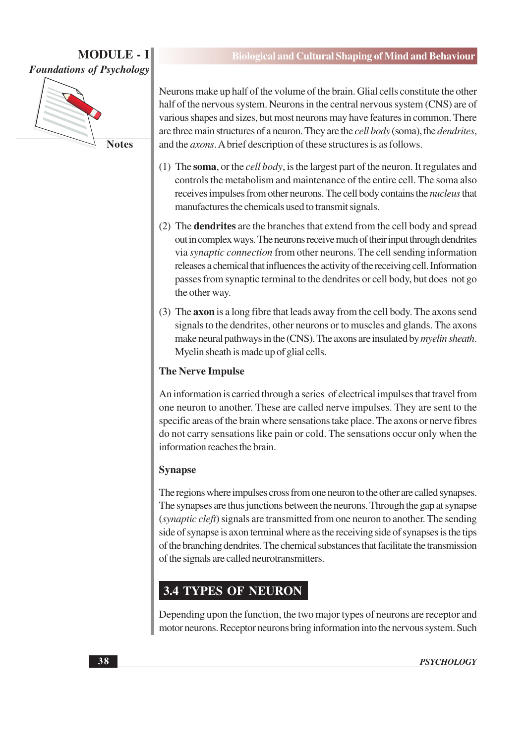Neurons make up half of the volume of the brain. Glial cells constitute the other half of the nervous system. Neurons in the central nervous system (CNS) are of various shapes and sizes, but most neurons may have features in common. There are three main structures of a neuron. They are the *cell body* (soma), the *dendrites*, and the *axons*. A brief description of these structures is as follows.

(1) The **soma**, or the *cell body*, is the largest part of the neuron. It regulates and controls the metabolism and maintenance of the entire cell. The soma also receives impulses from other neurons. The cell body contains the *nucleus* that manufactures the chemicals used to transmit signals.

(2) The **dendrites** are the branches that extend from the cell body and spread out in complex ways. The neurons receive much of their input through dendrites via *synaptic connection* from other neurons. The cell sending information releases a chemical that influences the activity of the receiving cell. Information passes from synaptic terminal to the dendrites or cell body, but does not go the other way.

(3) The **axon** is a long fibre that leads away from the cell body. The axons send signals to the dendrites, other neurons or to muscles and glands. The axons make neural pathways in the (CNS). The axons are insulated by *myelin sheath*. Myelin sheath is made up of glial cells.

### The Nerve Impulse

An information is carried through a series of electrical impulses that travel from one neuron to another. These are called nerve impulses. They are sent to the specific areas of the brain where sensations take place. The axons or nerve fibres do not carry sensations like pain or cold. The sensations occur only when the information reaches the brain.

### Synapse

The regions where impulses cross from one neuron to the other are called synapses. The synapses are thus junctions between the neurons. Through the gap at synapse (*synaptic cleft*) signals are transmitted from one neuron to another. The sending side of synapse is axon terminal where as the receiving side of synapses is the tips of the branching dendrites. The chemical substances that facilitate the transmission of the signals are called neurotransmitters.

## 3.4 TYPES OF NEURON

Depending upon the function, the two major types of neurons are receptor and motor neurons. Receptor neurons bring information into the nervous system. Such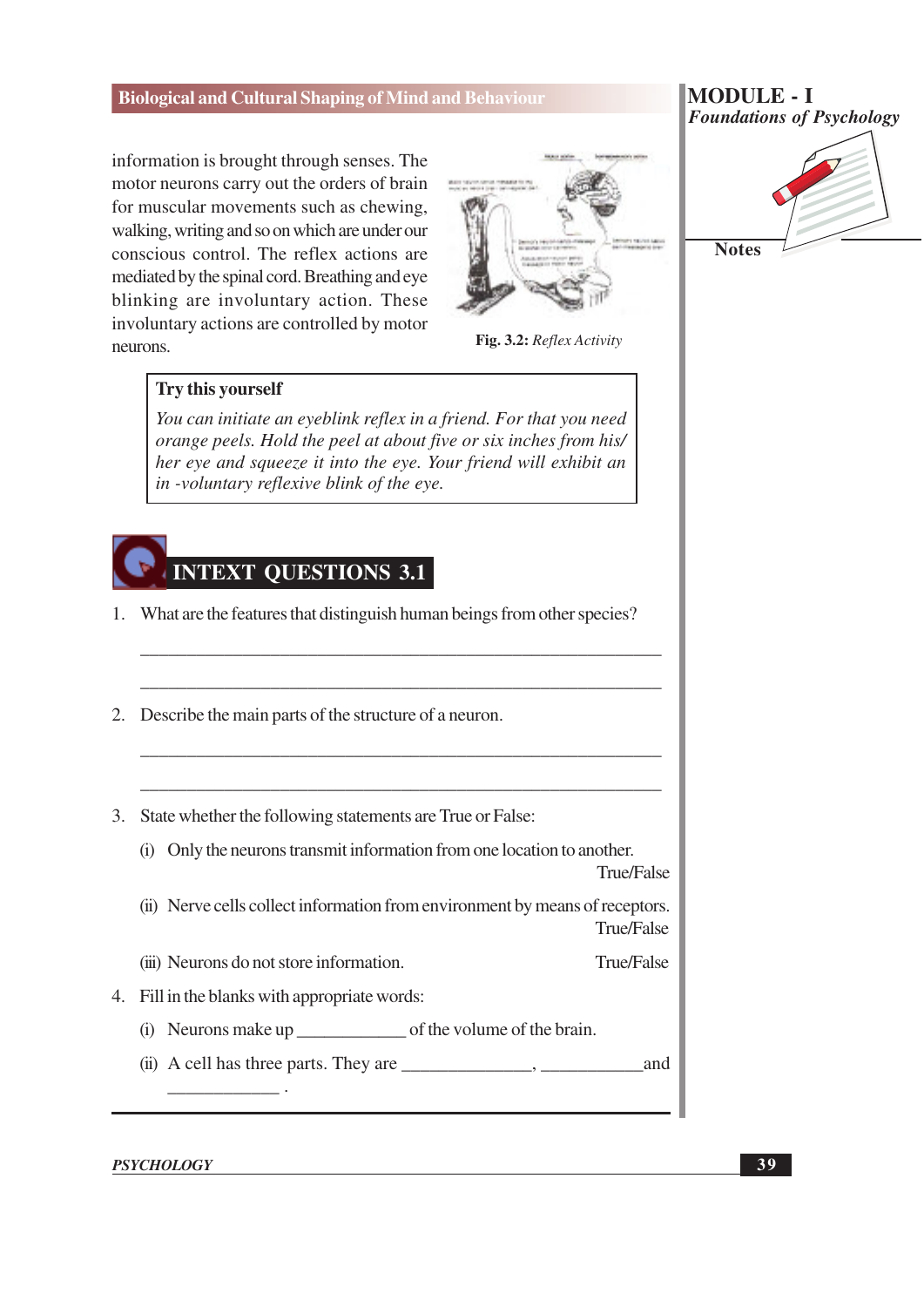information is brought through senses. The motor neurons carry out the orders of brain for muscular movements such as chewing, walking, writing and so on which are under our conscious control. The reflex actions are mediated by the spinal cord. Breathing and eye blinking are involuntary action. These involuntary actions are controlled by motor neurons.

**Fig. 3.2:** *Reflex Activity*

> **Try this yourself**
>
> *You can initiate an eyeblink reflex in a friend. For that you need orange peels. Hold the peel at about five or six inches from his/her eye and squeeze it into the eye. Your friend will exhibit an in -voluntary reflexive blink of the eye.*

## INTEXT QUESTIONS 3.1

1. What are the features that distinguish human beings from other species?

   ______________________________________________________________

   ______________________________________________________________

2. Describe the main parts of the structure of a neuron.

   ______________________________________________________________

   ______________________________________________________________

3. State whether the following statements are True or False:

   (i) Only the neurons transmit information from one location to another. True/False

   (ii) Nerve cells collect information from environment by means of receptors. True/False

   (iii) Neurons do not store information. True/False

4. Fill in the blanks with appropriate words:

   (i) Neurons make up ____________ of the volume of the brain.

   (ii) A cell has three parts. They are ______________, ___________and ____________ .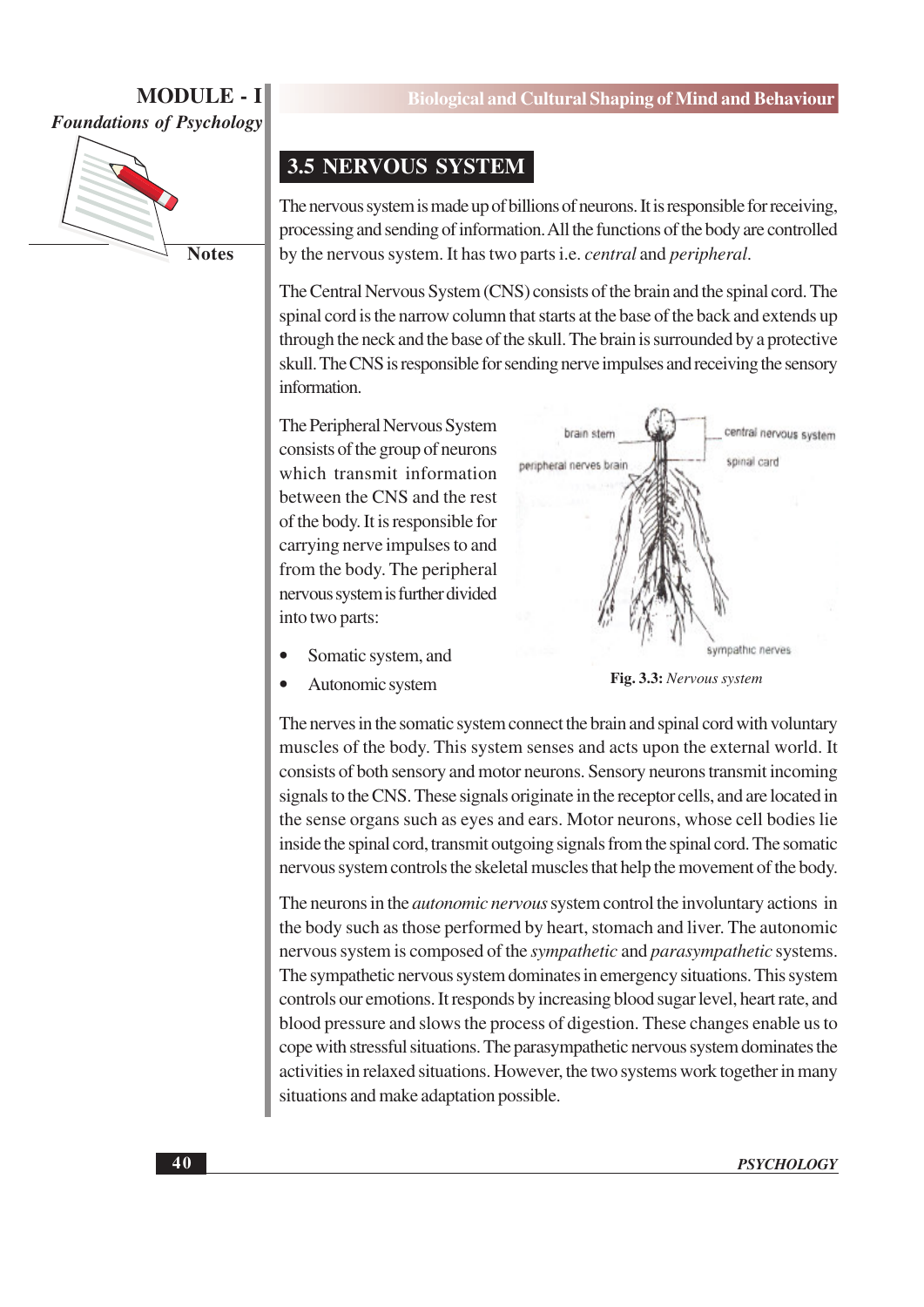## 3.5 NERVOUS SYSTEM

The nervous system is made up of billions of neurons. It is responsible for receiving, processing and sending of information. All the functions of the body are controlled by the nervous system. It has two parts i.e. *central* and *peripheral*.

The Central Nervous System (CNS) consists of the brain and the spinal cord. The spinal cord is the narrow column that starts at the base of the back and extends up through the neck and the base of the skull. The brain is surrounded by a protective skull. The CNS is responsible for sending nerve impulses and receiving the sensory information.

The Peripheral Nervous System consists of the group of neurons which transmit information between the CNS and the rest of the body. It is responsible for carrying nerve impulses to and from the body. The peripheral nervous system is further divided into two parts:

- Somatic system, and
- Autonomic system

**Fig. 3.3:** *Nervous system*

The nerves in the somatic system connect the brain and spinal cord with voluntary muscles of the body. This system senses and acts upon the external world. It consists of both sensory and motor neurons. Sensory neurons transmit incoming signals to the CNS. These signals originate in the receptor cells, and are located in the sense organs such as eyes and ears. Motor neurons, whose cell bodies lie inside the spinal cord, transmit outgoing signals from the spinal cord. The somatic nervous system controls the skeletal muscles that help the movement of the body.

The neurons in the *autonomic nervous* system control the involuntary actions in the body such as those performed by heart, stomach and liver. The autonomic nervous system is composed of the *sympathetic* and *parasympathetic* systems. The sympathetic nervous system dominates in emergency situations. This system controls our emotions. It responds by increasing blood sugar level, heart rate, and blood pressure and slows the process of digestion. These changes enable us to cope with stressful situations. The parasympathetic nervous system dominates the activities in relaxed situations. However, the two systems work together in many situations and make adaptation possible.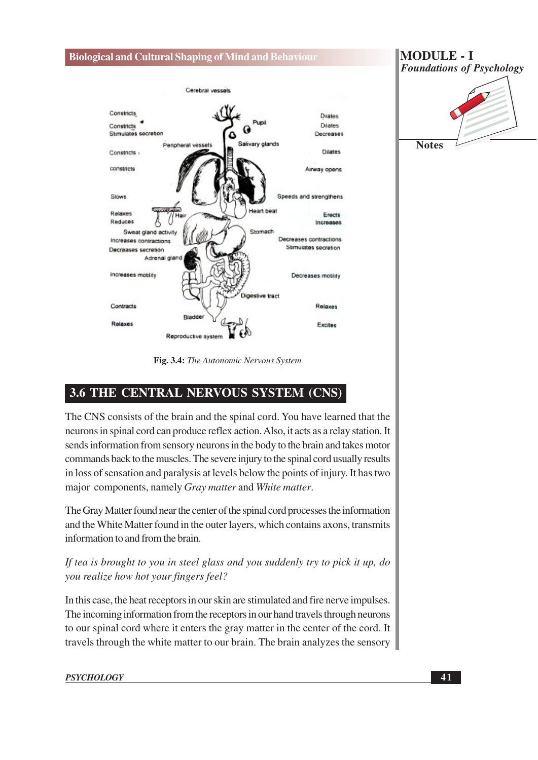Fig. 3.4: *The Autonomic Nervous System*

## 3.6 THE CENTRAL NERVOUS SYSTEM (CNS)

The CNS consists of the brain and the spinal cord. You have learned that the neurons in spinal cord can produce reflex action. Also, it acts as a relay station. It sends information from sensory neurons in the body to the brain and takes motor commands back to the muscles. The severe injury to the spinal cord usually results in loss of sensation and paralysis at levels below the points of injury. It has two major components, namely *Gray matter* and *White matter*.

The Gray Matter found near the center of the spinal cord processes the information and the White Matter found in the outer layers, which contains axons, transmits information to and from the brain.

*If tea is brought to you in steel glass and you suddenly try to pick it up, do you realize how hot your fingers feel?*

In this case, the heat receptors in our skin are stimulated and fire nerve impulses. The incoming information from the receptors in our hand travels through neurons to our spinal cord where it enters the gray matter in the center of the cord. It travels through the white matter to our brain. The brain analyzes the sensory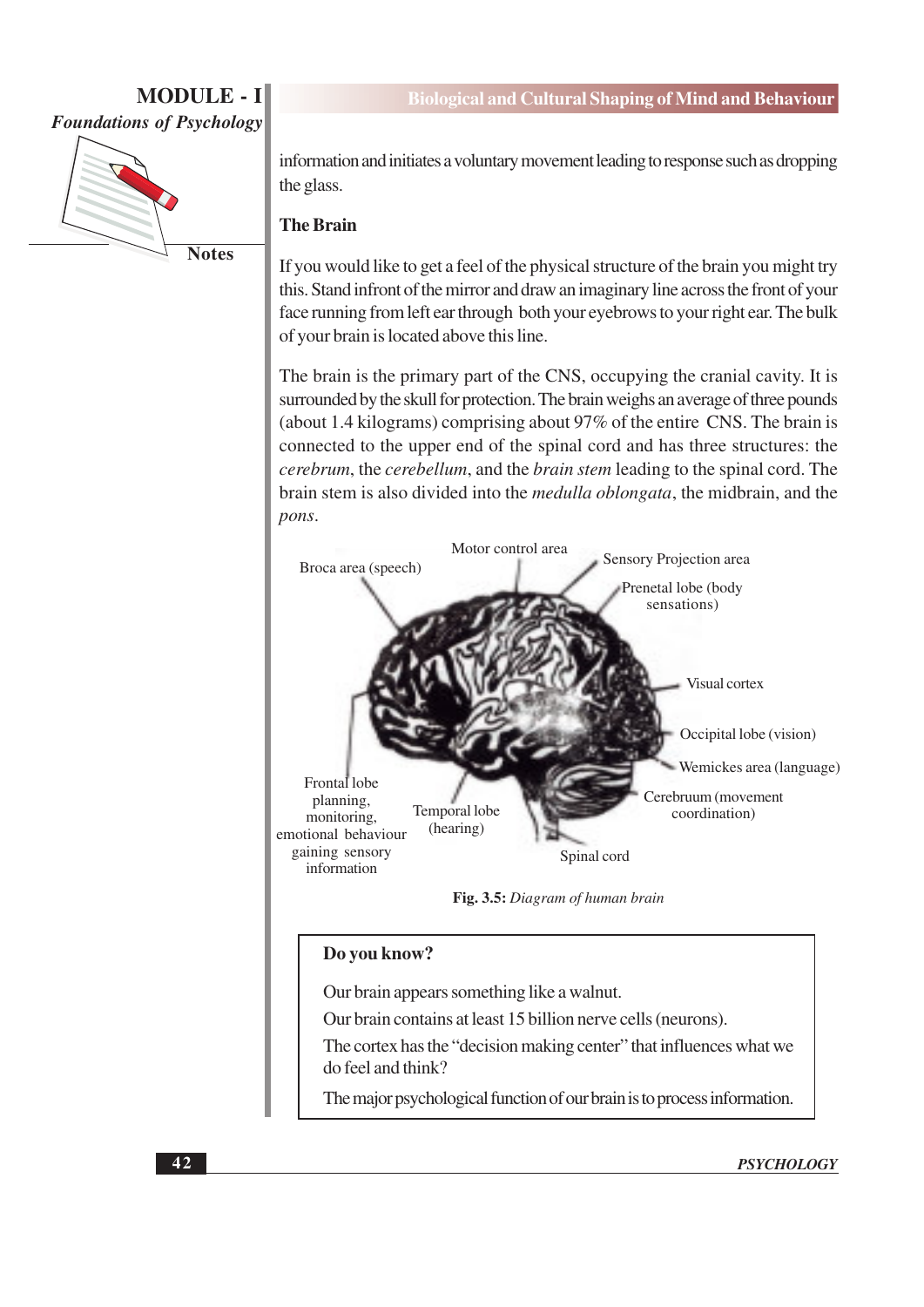information and initiates a voluntary movement leading to response such as dropping the glass.

**The Brain**

If you would like to get a feel of the physical structure of the brain you might try this. Stand infront of the mirror and draw an imaginary line across the front of your face running from left ear through both your eyebrows to your right ear. The bulk of your brain is located above this line.

The brain is the primary part of the CNS, occupying the cranial cavity. It is surrounded by the skull for protection. The brain weighs an average of three pounds (about 1.4 kilograms) comprising about 97% of the entire CNS. The brain is connected to the upper end of the spinal cord and has three structures: the *cerebrum*, the *cerebellum*, and the *brain stem* leading to the spinal cord. The brain stem is also divided into the *medulla oblongata*, the midbrain, and the *pons*.

Broca area (speech)
Motor control area
Sensory Projection area
Prenetal lobe (body sensations)
Visual cortex
Occipital lobe (vision)
Wemickes area (language)
Cerebruum (movement coordination)
Spinal cord
Temporal lobe (hearing)
Frontal lobe planning, monitoring, emotional behaviour gaining sensory information

**Fig. 3.5:** *Diagram of human brain*

> **Do you know?**
>
> Our brain appears something like a walnut.
>
> Our brain contains at least 15 billion nerve cells (neurons).
>
> The cortex has the "decision making center" that influences what we do feel and think?
>
> The major psychological function of our brain is to process information.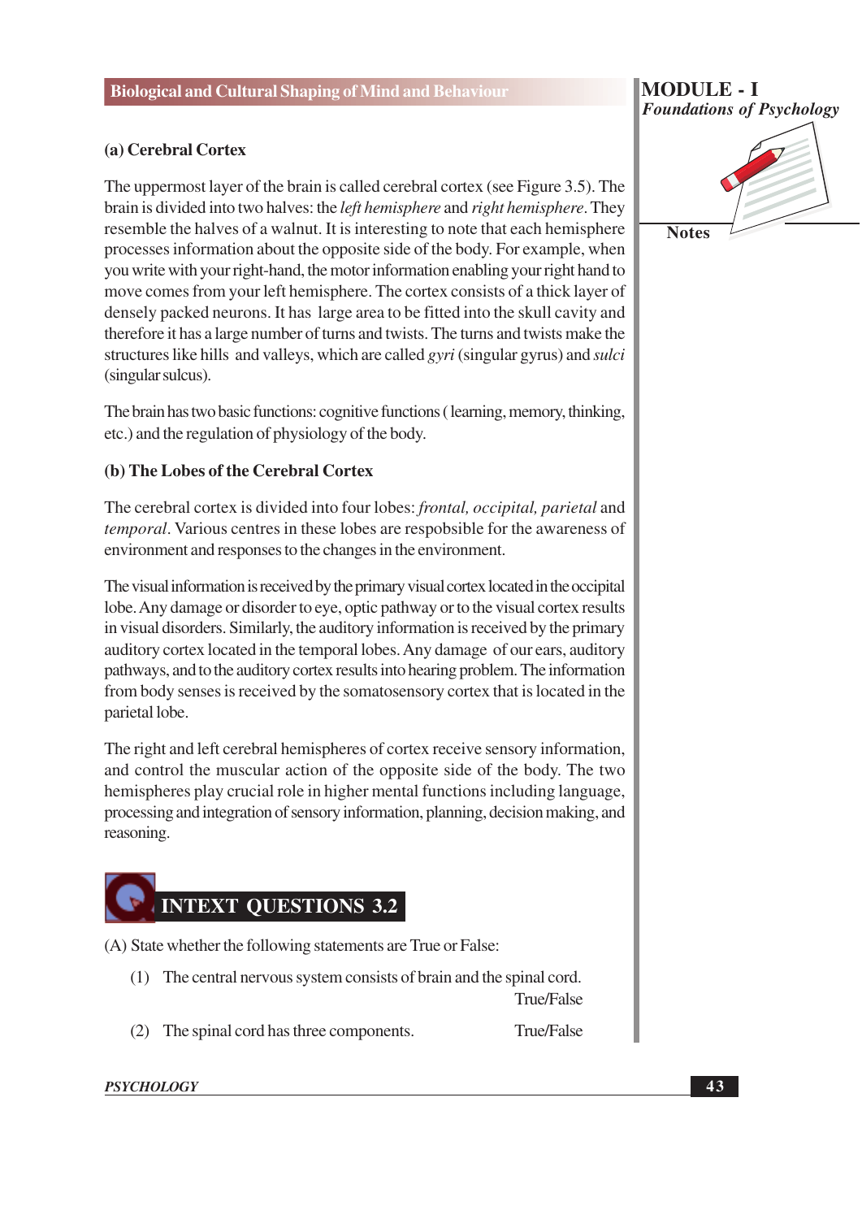### (a) Cerebral Cortex

The uppermost layer of the brain is called cerebral cortex (see Figure 3.5). The brain is divided into two halves: the *left hemisphere* and *right hemisphere*. They resemble the halves of a walnut. It is interesting to note that each hemisphere processes information about the opposite side of the body. For example, when you write with your right-hand, the motor information enabling your right hand to move comes from your left hemisphere. The cortex consists of a thick layer of densely packed neurons. It has large area to be fitted into the skull cavity and therefore it has a large number of turns and twists. The turns and twists make the structures like hills and valleys, which are called *gyri* (singular gyrus) and *sulci* (singular sulcus).

The brain has two basic functions: cognitive functions ( learning, memory, thinking, etc.) and the regulation of physiology of the body.

### (b) The Lobes of the Cerebral Cortex

The cerebral cortex is divided into four lobes: *frontal, occipital, parietal* and *temporal*. Various centres in these lobes are respobsible for the awareness of environment and responses to the changes in the environment.

The visual information is received by the primary visual cortex located in the occipital lobe. Any damage or disorder to eye, optic pathway or to the visual cortex results in visual disorders. Similarly, the auditory information is received by the primary auditory cortex located in the temporal lobes. Any damage of our ears, auditory pathways, and to the auditory cortex results into hearing problem. The information from body senses is received by the somatosensory cortex that is located in the parietal lobe.

The right and left cerebral hemispheres of cortex receive sensory information, and control the muscular action of the opposite side of the body. The two hemispheres play crucial role in higher mental functions including language, processing and integration of sensory information, planning, decision making, and reasoning.

## INTEXT QUESTIONS 3.2

(A) State whether the following statements are True or False:

(1) The central nervous system consists of brain and the spinal cord. True/False

(2) The spinal cord has three components. True/False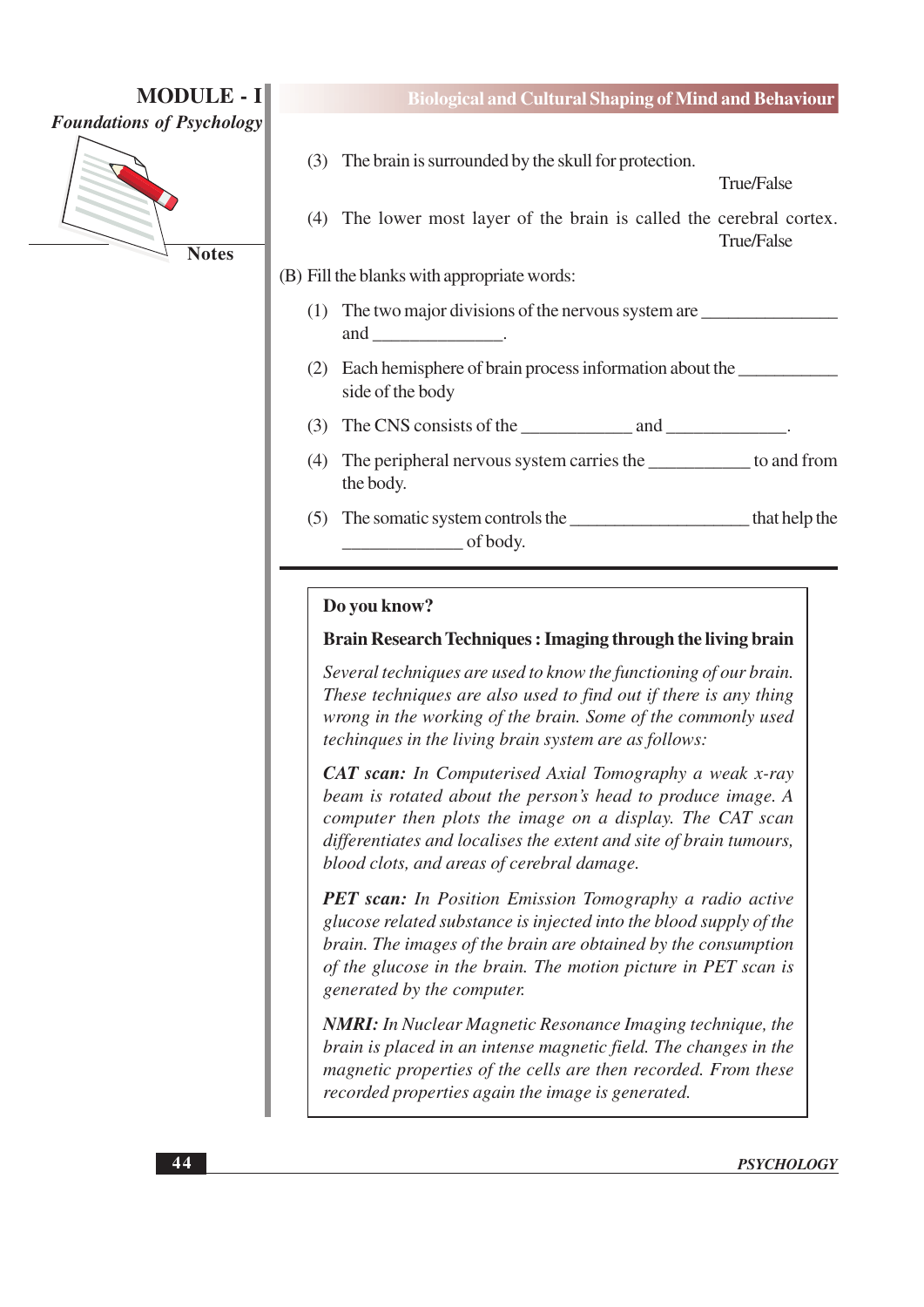(3) The brain is surrounded by the skull for protection.
True/False

(4) The lower most layer of the brain is called the cerebral cortex.
True/False

(B) Fill the blanks with appropriate words:

(1) The two major divisions of the nervous system are _______________ and _______________.

(2) Each hemisphere of brain process information about the ___________ side of the body

(3) The CNS consists of the ____________ and _____________.

(4) The peripheral nervous system carries the ___________ to and from the body.

(5) The somatic system controls the ___________________ that help the _____________ of body.

---

**Do you know?**

**Brain Research Techniques : Imaging through the living brain**

*Several techniques are used to know the functioning of our brain. These techniques are also used to find out if there is any thing wrong in the working of the brain. Some of the commonly used techinques in the living brain system are as follows:*

***CAT scan:*** *In Computerised Axial Tomography a weak x-ray beam is rotated about the person's head to produce image. A computer then plots the image on a display. The CAT scan differentiates and localises the extent and site of brain tumours, blood clots, and areas of cerebral damage.*

***PET scan:*** *In Position Emission Tomography a radio active glucose related substance is injected into the blood supply of the brain. The images of the brain are obtained by the consumption of the glucose in the brain. The motion picture in PET scan is generated by the computer.*

***NMRI:*** *In Nuclear Magnetic Resonance Imaging technique, the brain is placed in an intense magnetic field. The changes in the magnetic properties of the cells are then recorded. From these recorded properties again the image is generated.*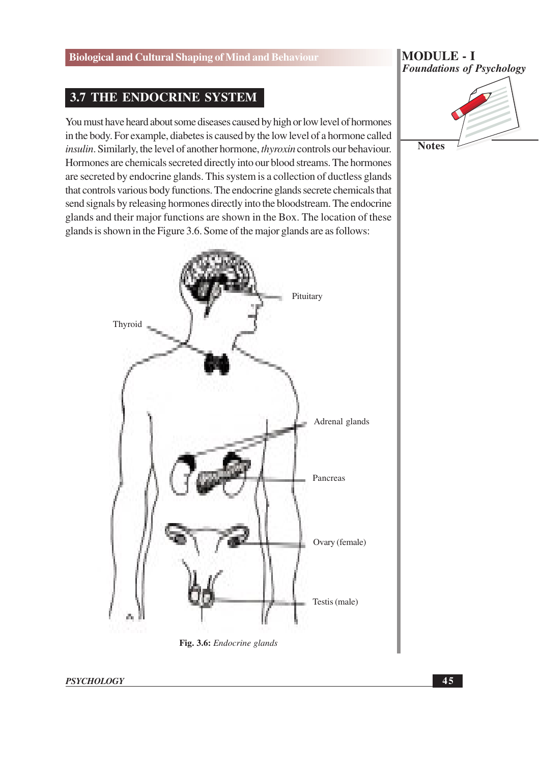## 3.7 THE ENDOCRINE SYSTEM

You must have heard about some diseases caused by high or low level of hormones in the body. For example, diabetes is caused by the low level of a hormone called *insulin*. Similarly, the level of another hormone, *thyroxin* controls our behaviour. Hormones are chemicals secreted directly into our blood streams. The hormones are secreted by endocrine glands. This system is a collection of ductless glands that controls various body functions. The endocrine glands secrete chemicals that send signals by releasing hormones directly into the bloodstream. The endocrine glands and their major functions are shown in the Box. The location of these glands is shown in the Figure 3.6. Some of the major glands are as follows:

Pituitary

Thyroid

Adrenal glands

Pancreas

Ovary (female)

Testis (male)

**Fig. 3.6:** *Endocrine glands*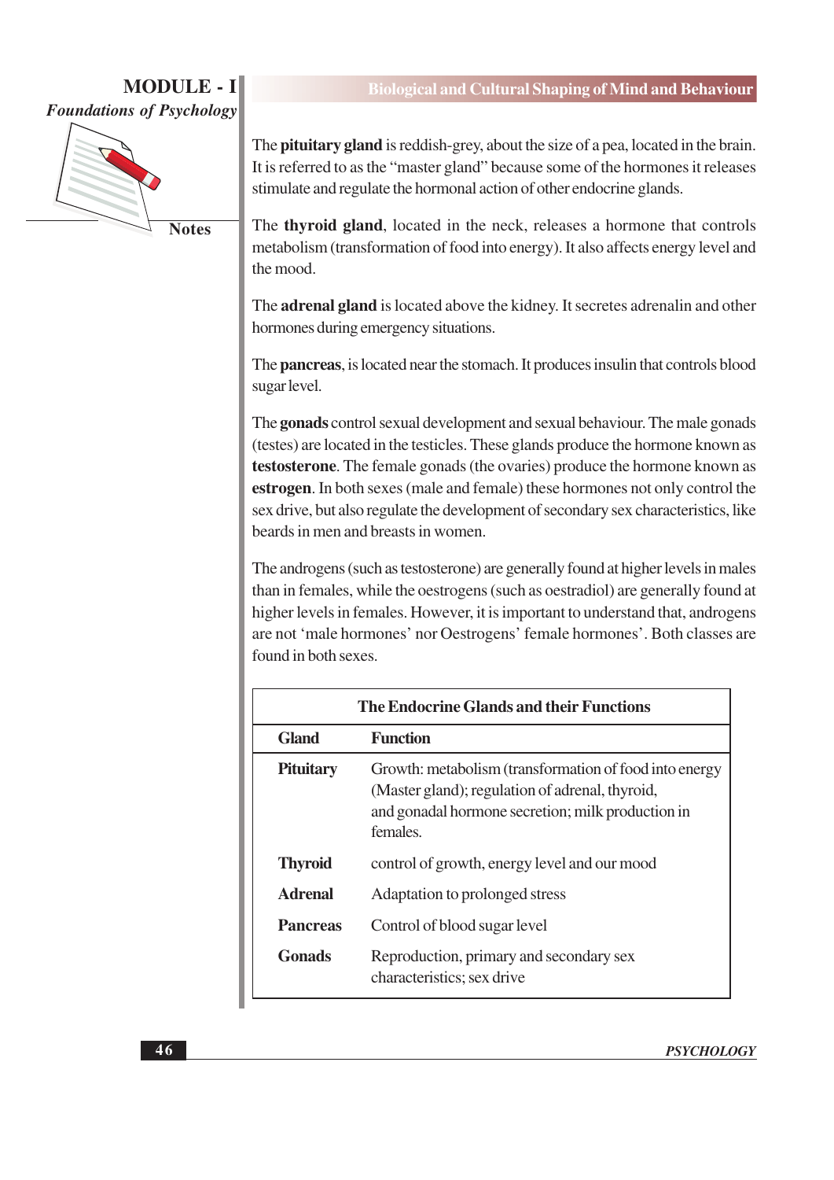The **pituitary gland** is reddish-grey, about the size of a pea, located in the brain. It is referred to as the "master gland" because some of the hormones it releases stimulate and regulate the hormonal action of other endocrine glands.

The **thyroid gland**, located in the neck, releases a hormone that controls metabolism (transformation of food into energy). It also affects energy level and the mood.

The **adrenal gland** is located above the kidney. It secretes adrenalin and other hormones during emergency situations.

The **pancreas**, is located near the stomach. It produces insulin that controls blood sugar level.

The **gonads** control sexual development and sexual behaviour. The male gonads (testes) are located in the testicles. These glands produce the hormone known as **testosterone**. The female gonads (the ovaries) produce the hormone known as **estrogen**. In both sexes (male and female) these hormones not only control the sex drive, but also regulate the development of secondary sex characteristics, like beards in men and breasts in women.

The androgens (such as testosterone) are generally found at higher levels in males than in females, while the oestrogens (such as oestradiol) are generally found at higher levels in females. However, it is important to understand that, androgens are not 'male hormones' nor Oestrogens' female hormones'. Both classes are found in both sexes.

**The Endocrine Glands and their Functions**

| Gland | Function |
|---|---|
| **Pituitary** | Growth: metabolism (transformation of food into energy (Master gland); regulation of adrenal, thyroid, and gonadal hormone secretion; milk production in females. |
| **Thyroid** | control of growth, energy level and our mood |
| **Adrenal** | Adaptation to prolonged stress |
| **Pancreas** | Control of blood sugar level |
| **Gonads** | Reproduction, primary and secondary sex characteristics; sex drive |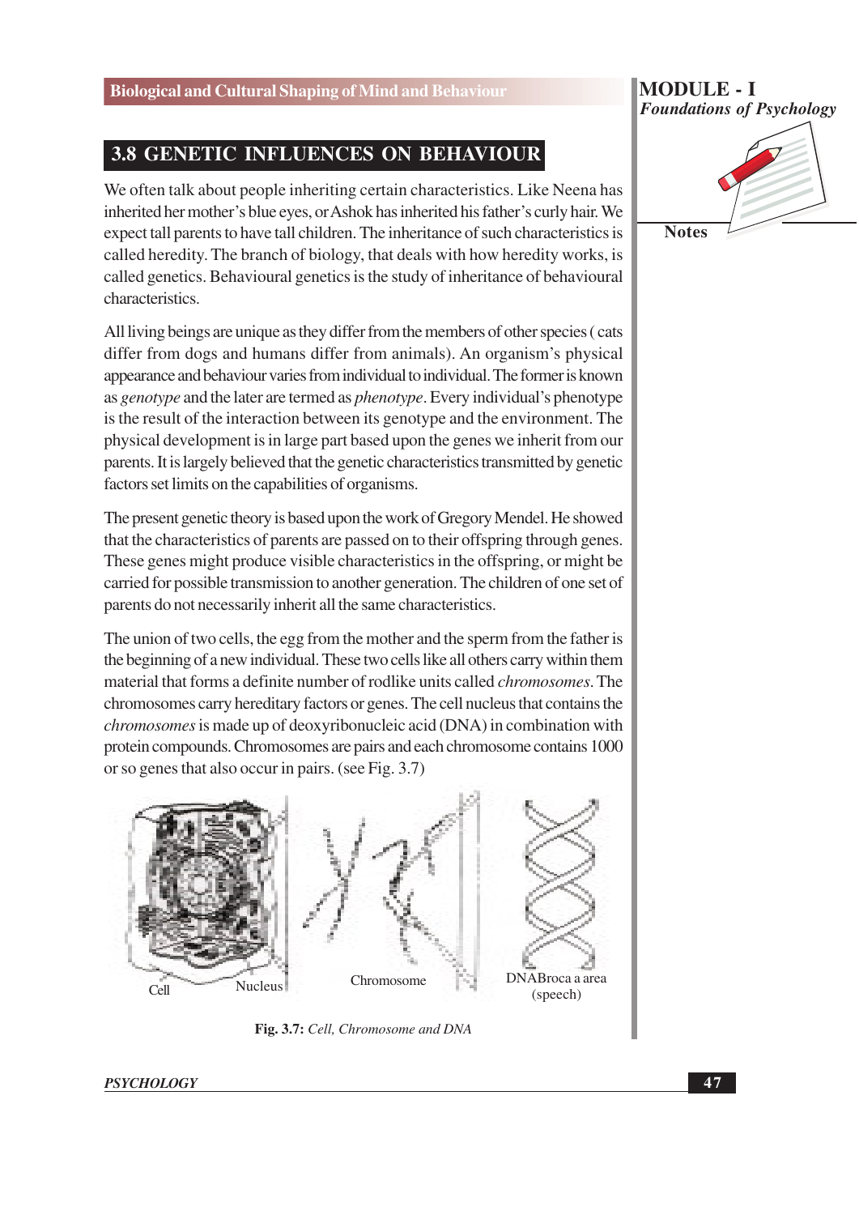## 3.8 GENETIC INFLUENCES ON BEHAVIOUR

We often talk about people inheriting certain characteristics. Like Neena has inherited her mother's blue eyes, or Ashok has inherited his father's curly hair. We expect tall parents to have tall children. The inheritance of such characteristics is called heredity. The branch of biology, that deals with how heredity works, is called genetics. Behavioural genetics is the study of inheritance of behavioural characteristics.

All living beings are unique as they differ from the members of other species ( cats differ from dogs and humans differ from animals). An organism's physical appearance and behaviour varies from individual to individual. The former is known as *genotype* and the later are termed as *phenotype*. Every individual's phenotype is the result of the interaction between its genotype and the environment. The physical development is in large part based upon the genes we inherit from our parents. It is largely believed that the genetic characteristics transmitted by genetic factors set limits on the capabilities of organisms.

The present genetic theory is based upon the work of Gregory Mendel. He showed that the characteristics of parents are passed on to their offspring through genes. These genes might produce visible characteristics in the offspring, or might be carried for possible transmission to another generation. The children of one set of parents do not necessarily inherit all the same characteristics.

The union of two cells, the egg from the mother and the sperm from the father is the beginning of a new individual. These two cells like all others carry within them material that forms a definite number of rodlike units called *chromosomes*. The chromosomes carry hereditary factors or genes. The cell nucleus that contains the *chromosomes* is made up of deoxyribonucleic acid (DNA) in combination with protein compounds. Chromosomes are pairs and each chromosome contains 1000 or so genes that also occur in pairs. (see Fig. 3.7)

Cell Nucleus Chromosome DNABroca a area (speech)

**Fig. 3.7:** *Cell, Chromosome and DNA*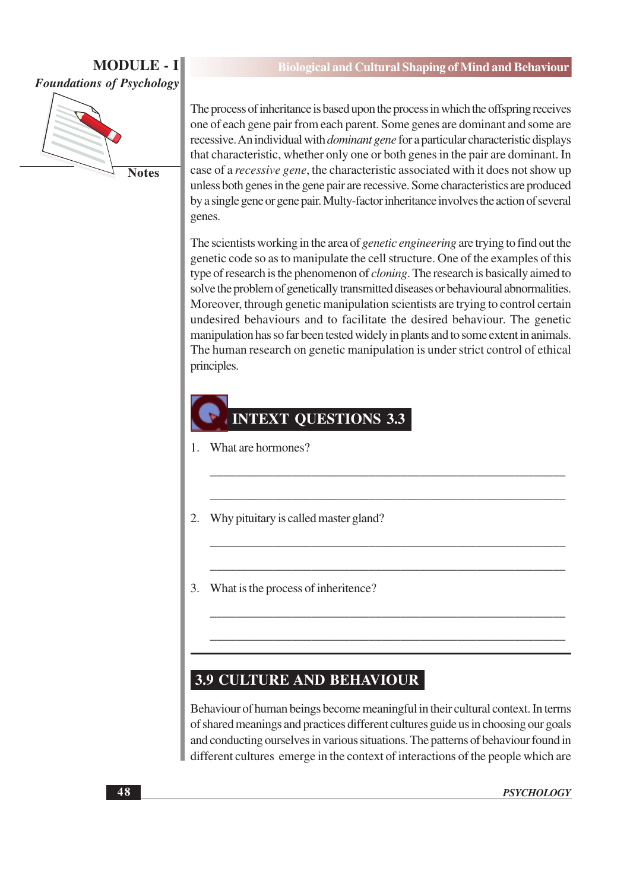The process of inheritance is based upon the process in which the offspring receives one of each gene pair from each parent. Some genes are dominant and some are recessive. An individual with *dominant gene* for a particular characteristic displays that characteristic, whether only one or both genes in the pair are dominant. In case of a *recessive gene*, the characteristic associated with it does not show up unless both genes in the gene pair are recessive. Some characteristics are produced by a single gene or gene pair. Multy-factor inheritance involves the action of several genes.

The scientists working in the area of *genetic engineering* are trying to find out the genetic code so as to manipulate the cell structure. One of the examples of this type of research is the phenomenon of *cloning*. The research is basically aimed to solve the problem of genetically transmitted diseases or behavioural abnormalities. Moreover, through genetic manipulation scientists are trying to control certain undesired behaviours and to facilitate the desired behaviour. The genetic manipulation has so far been tested widely in plants and to some extent in animals. The human research on genetic manipulation is under strict control of ethical principles.

## INTEXT QUESTIONS 3.3

1. What are hormones?

   ______________________________________________________________

   ______________________________________________________________

2. Why pituitary is called master gland?

   ______________________________________________________________

   ______________________________________________________________

3. What is the process of inheritence?

   ______________________________________________________________

   ______________________________________________________________

## 3.9 CULTURE AND BEHAVIOUR

Behaviour of human beings become meaningful in their cultural context. In terms of shared meanings and practices different cultures guide us in choosing our goals and conducting ourselves in various situations. The patterns of behaviour found in different cultures emerge in the context of interactions of the people which are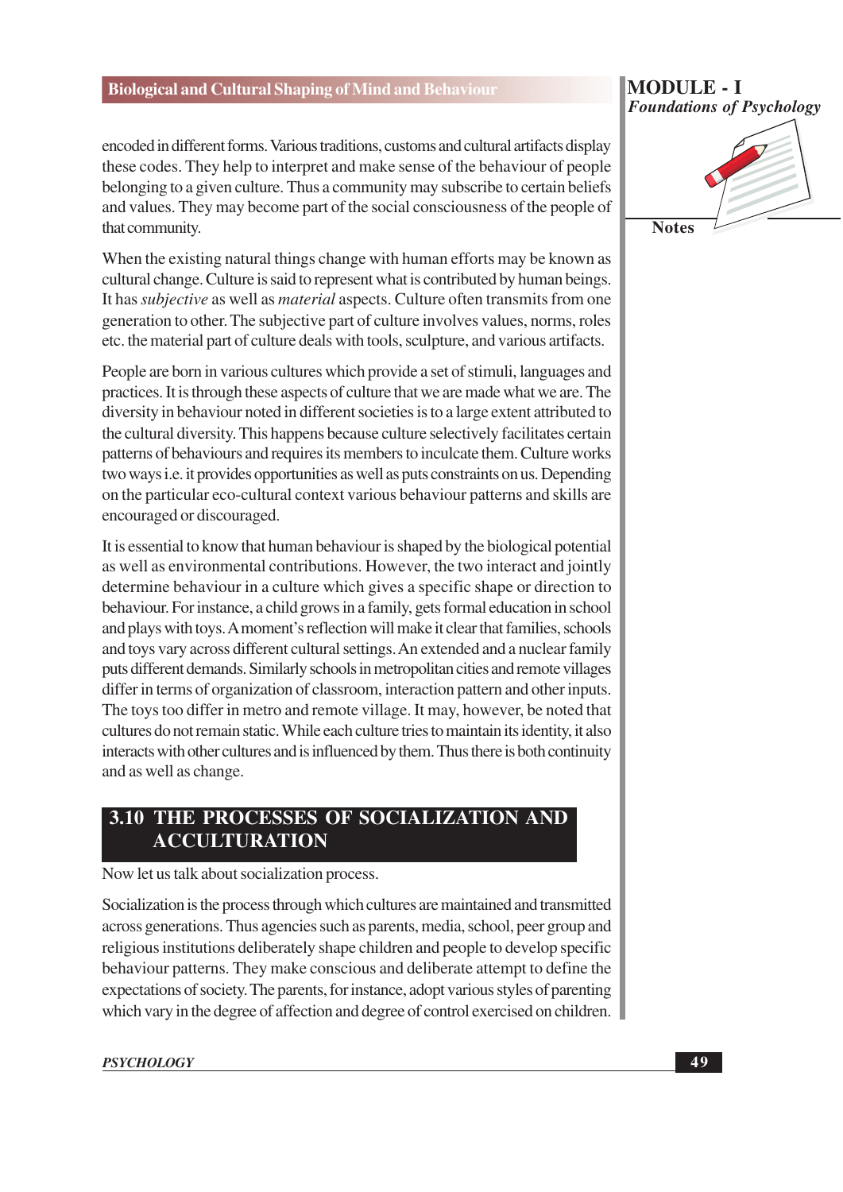encoded in different forms. Various traditions, customs and cultural artifacts display these codes. They help to interpret and make sense of the behaviour of people belonging to a given culture. Thus a community may subscribe to certain beliefs and values. They may become part of the social consciousness of the people of that community.

When the existing natural things change with human efforts may be known as cultural change. Culture is said to represent what is contributed by human beings. It has *subjective* as well as *material* aspects. Culture often transmits from one generation to other. The subjective part of culture involves values, norms, roles etc. the material part of culture deals with tools, sculpture, and various artifacts.

People are born in various cultures which provide a set of stimuli, languages and practices. It is through these aspects of culture that we are made what we are. The diversity in behaviour noted in different societies is to a large extent attributed to the cultural diversity. This happens because culture selectively facilitates certain patterns of behaviours and requires its members to inculcate them. Culture works two ways i.e. it provides opportunities as well as puts constraints on us. Depending on the particular eco-cultural context various behaviour patterns and skills are encouraged or discouraged.

It is essential to know that human behaviour is shaped by the biological potential as well as environmental contributions. However, the two interact and jointly determine behaviour in a culture which gives a specific shape or direction to behaviour. For instance, a child grows in a family, gets formal education in school and plays with toys. A moment's reflection will make it clear that families, schools and toys vary across different cultural settings. An extended and a nuclear family puts different demands. Similarly schools in metropolitan cities and remote villages differ in terms of organization of classroom, interaction pattern and other inputs. The toys too differ in metro and remote village. It may, however, be noted that cultures do not remain static. While each culture tries to maintain its identity, it also interacts with other cultures and is influenced by them. Thus there is both continuity and as well as change.

## 3.10 THE PROCESSES OF SOCIALIZATION AND ACCULTURATION

Now let us talk about socialization process.

Socialization is the process through which cultures are maintained and transmitted across generations. Thus agencies such as parents, media, school, peer group and religious institutions deliberately shape children and people to develop specific behaviour patterns. They make conscious and deliberate attempt to define the expectations of society. The parents, for instance, adopt various styles of parenting which vary in the degree of affection and degree of control exercised on children.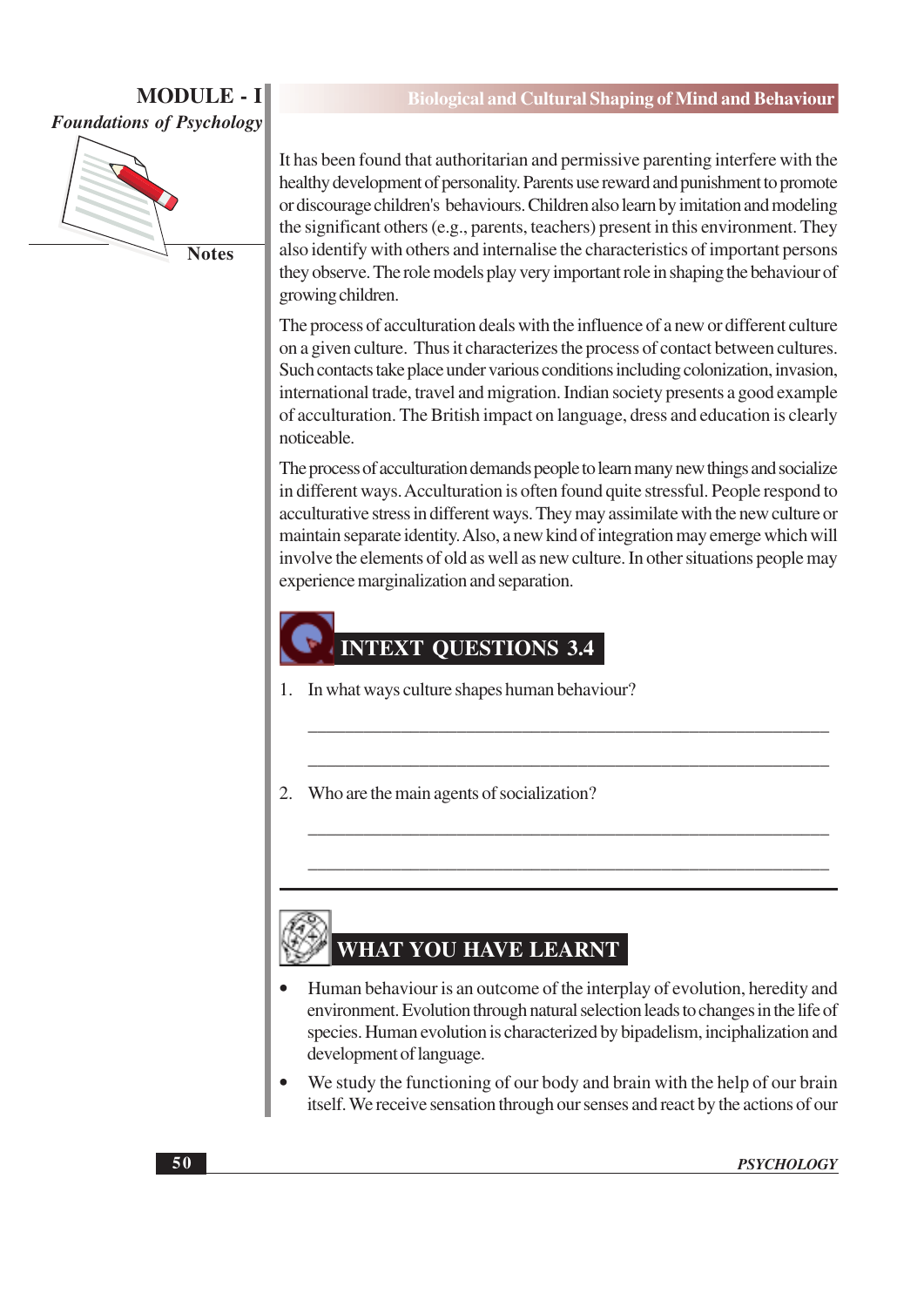It has been found that authoritarian and permissive parenting interfere with the healthy development of personality. Parents use reward and punishment to promote or discourage children's behaviours. Children also learn by imitation and modeling the significant others (e.g., parents, teachers) present in this environment. They also identify with others and internalise the characteristics of important persons they observe. The role models play very important role in shaping the behaviour of growing children.

The process of acculturation deals with the influence of a new or different culture on a given culture. Thus it characterizes the process of contact between cultures. Such contacts take place under various conditions including colonization, invasion, international trade, travel and migration. Indian society presents a good example of acculturation. The British impact on language, dress and education is clearly noticeable.

The process of acculturation demands people to learn many new things and socialize in different ways. Acculturation is often found quite stressful. People respond to acculturative stress in different ways. They may assimilate with the new culture or maintain separate identity. Also, a new kind of integration may emerge which will involve the elements of old as well as new culture. In other situations people may experience marginalization and separation.

## INTEXT QUESTIONS 3.4

1. In what ways culture shapes human behaviour?

   ______________________________________________

   ______________________________________________

2. Who are the main agents of socialization?

   ______________________________________________

   ______________________________________________

## WHAT YOU HAVE LEARNT

- Human behaviour is an outcome of the interplay of evolution, heredity and environment. Evolution through natural selection leads to changes in the life of species. Human evolution is characterized by bipadelism, inciphalization and development of language.
- We study the functioning of our body and brain with the help of our brain itself. We receive sensation through our senses and react by the actions of our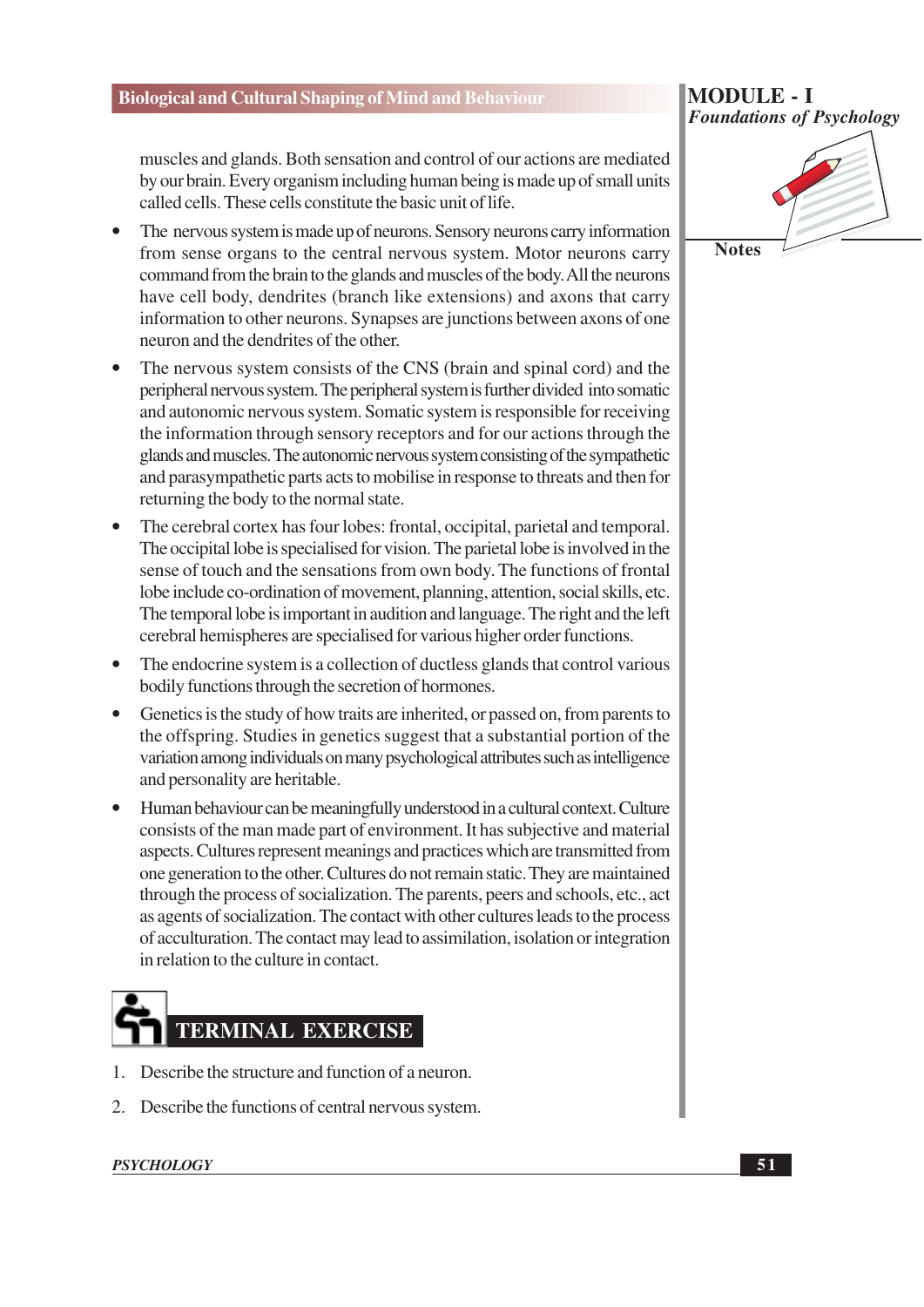muscles and glands. Both sensation and control of our actions are mediated by our brain. Every organism including human being is made up of small units called cells. These cells constitute the basic unit of life.

- The nervous system is made up of neurons. Sensory neurons carry information from sense organs to the central nervous system. Motor neurons carry command from the brain to the glands and muscles of the body. All the neurons have cell body, dendrites (branch like extensions) and axons that carry information to other neurons. Synapses are junctions between axons of one neuron and the dendrites of the other.
- The nervous system consists of the CNS (brain and spinal cord) and the peripheral nervous system. The peripheral system is further divided into somatic and autonomic nervous system. Somatic system is responsible for receiving the information through sensory receptors and for our actions through the glands and muscles. The autonomic nervous system consisting of the sympathetic and parasympathetic parts acts to mobilise in response to threats and then for returning the body to the normal state.
- The cerebral cortex has four lobes: frontal, occipital, parietal and temporal. The occipital lobe is specialised for vision. The parietal lobe is involved in the sense of touch and the sensations from own body. The functions of frontal lobe include co-ordination of movement, planning, attention, social skills, etc. The temporal lobe is important in audition and language. The right and the left cerebral hemispheres are specialised for various higher order functions.
- The endocrine system is a collection of ductless glands that control various bodily functions through the secretion of hormones.
- Genetics is the study of how traits are inherited, or passed on, from parents to the offspring. Studies in genetics suggest that a substantial portion of the variation among individuals on many psychological attributes such as intelligence and personality are heritable.
- Human behaviour can be meaningfully understood in a cultural context. Culture consists of the man made part of environment. It has subjective and material aspects. Cultures represent meanings and practices which are transmitted from one generation to the other. Cultures do not remain static. They are maintained through the process of socialization. The parents, peers and schools, etc., act as agents of socialization. The contact with other cultures leads to the process of acculturation. The contact may lead to assimilation, isolation or integration in relation to the culture in contact.

## TERMINAL EXERCISE

1. Describe the structure and function of a neuron.
2. Describe the functions of central nervous system.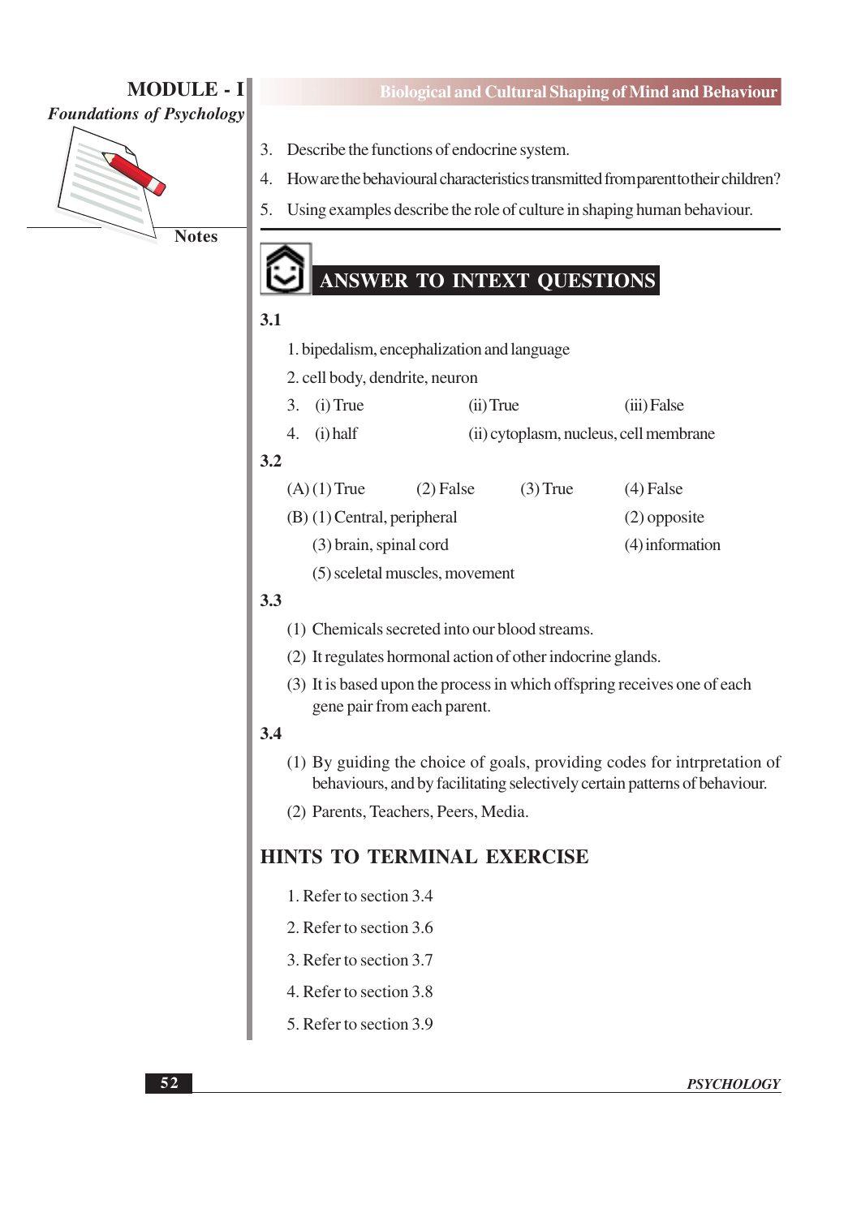3. Describe the functions of endocrine system.
4. How are the behavioural characteristics transmitted from parent to their children?
5. Using examples describe the role of culture in shaping human behaviour.

## ANSWER TO INTEXT QUESTIONS

**3.1**

1. bipedalism, encephalization and language
2. cell body, dendrite, neuron
3. (i) True (ii) True (iii) False
4. (i) half (ii) cytoplasm, nucleus, cell membrane

**3.2**

(A) (1) True (2) False (3) True (4) False

(B) (1) Central, peripheral (2) opposite

(3) brain, spinal cord (4) information

(5) sceletal muscles, movement

**3.3**

(1) Chemicals secreted into our blood streams.

(2) It regulates hormonal action of other indocrine glands.

(3) It is based upon the process in which offspring receives one of each gene pair from each parent.

**3.4**

(1) By guiding the choice of goals, providing codes for intrpretation of behaviours, and by facilitating selectively certain patterns of behaviour.

(2) Parents, Teachers, Peers, Media.

## HINTS TO TERMINAL EXERCISE

1. Refer to section 3.4
2. Refer to section 3.6
3. Refer to section 3.7
4. Refer to section 3.8
5. Refer to section 3.9